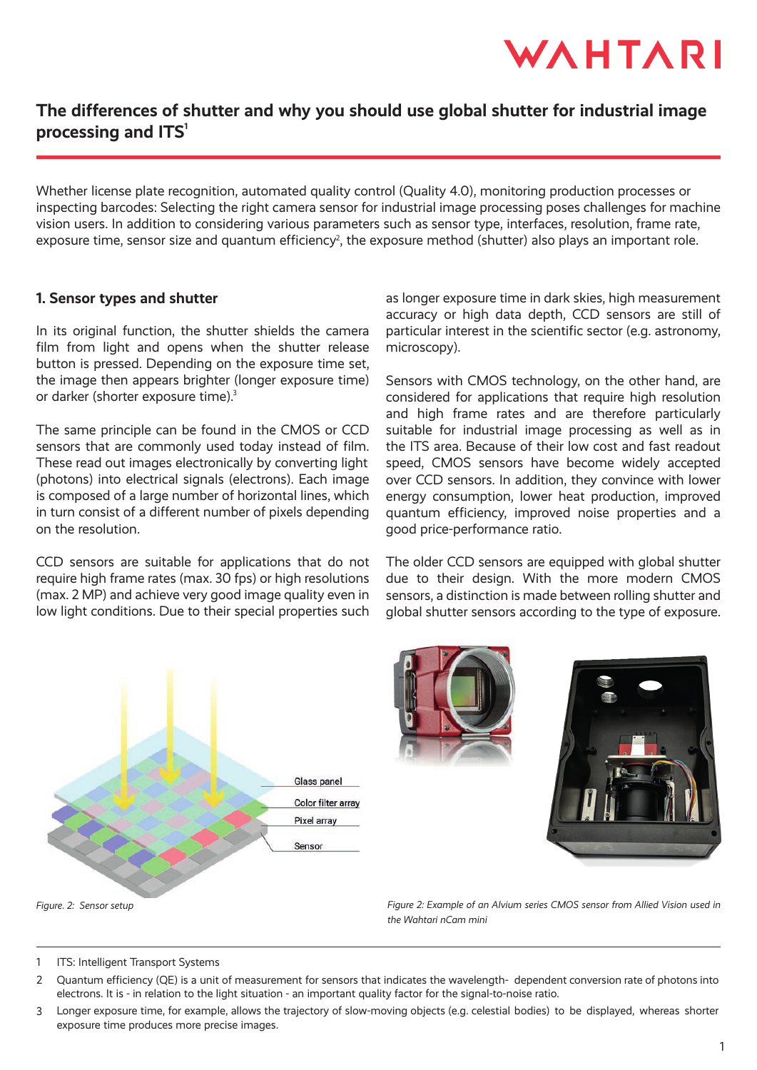# The differences of shutter and why you should use global shutter for industrial image processing and ITS[1]

Whether license plate recognition, automated quality control (Quality 4.0), monitoring production processes or inspecting barcodes: Selecting the right camera sensor for industrial image processing poses challenges for machine vision users. In addition to considering various parameters such as sensor type, interfaces, resolution, frame rate, exposure time, sensor size and quantum efficiency[2], the exposure method (shutter) also plays an important role.

## 1. Sensor types and shutter

In its original function, the shutter shields the camera film from light and opens when the shutter release button is pressed. Depending on the exposure time set, the image then appears brighter (longer exposure time) or darker (shorter exposure time).[3]

The same principle can be found in the CMOS or CCD sensors that are commonly used today instead of film. These read out images electronically by converting light (photons) into electrical signals (electrons). Each image is composed of a large number of horizontal lines, which in turn consist of a different number of pixels depending on the resolution.

CCD sensors are suitable for applications that do not require high frame rates (max. 30 fps) or high resolutions (max. 2 MP) and achieve very good image quality even in low light conditions. Due to their special properties such as longer exposure time in dark skies, high measurement accuracy or high data depth, CCD sensors are still of particular interest in the scientific sector (e.g. astronomy, microscopy).

Sensors with CMOS technology, on the other hand, are considered for applications that require high resolution and high frame rates and are therefore particularly suitable for industrial image processing as well as in the ITS area. Because of their low cost and fast readout speed, CMOS sensors have become widely accepted over CCD sensors. In addition, they convince with lower energy consumption, lower heat production, improved quantum efficiency, improved noise properties and a good price-performance ratio.

The older CCD sensors are equipped with global shutter due to their design. With the more modern CMOS sensors, a distinction is made between rolling shutter and global shutter sensors according to the type of exposure.

Glass panel
Color filter array
Pixel array
Sensor

*Figure. 2: Sensor setup*

*Figure 2: Example of an Alvium series CMOS sensor from Allied Vision used in the Wahtari nCam mini*

---

1. ITS: Intelligent Transport Systems
2. Quantum efficiency (QE) is a unit of measurement for sensors that indicates the wavelength- dependent conversion rate of photons into electrons. It is - in relation to the light situation - an important quality factor for the signal-to-noise ratio.
3. Longer exposure time, for example, allows the trajectory of slow-moving objects (e.g. celestial bodies) to be displayed, whereas shorter exposure time produces more precise images.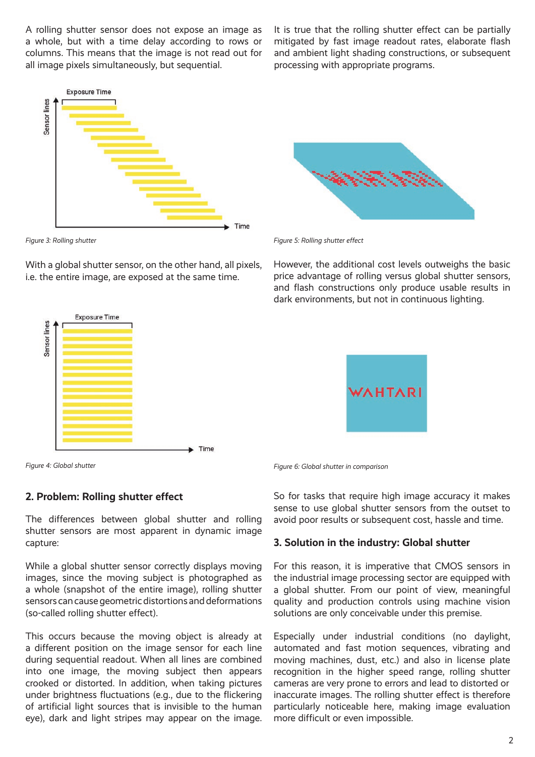A rolling shutter sensor does not expose an image as a whole, but with a time delay according to rows or columns. This means that the image is not read out for all image pixels simultaneously, but sequential.

*Figure 3: Rolling shutter*

With a global shutter sensor, on the other hand, all pixels, i.e. the entire image, are exposed at the same time.

*Figure 4: Global shutter*

## 2. Problem: Rolling shutter effect

The differences between global shutter and rolling shutter sensors are most apparent in dynamic image capture:

While a global shutter sensor correctly displays moving images, since the moving subject is photographed as a whole (snapshot of the entire image), rolling shutter sensors can cause geometric distortions and deformations (so-called rolling shutter effect).

This occurs because the moving object is already at a different position on the image sensor for each line during sequential readout. When all lines are combined into one image, the moving subject then appears crooked or distorted. In addition, when taking pictures under brightness fluctuations (e.g., due to the flickering of artificial light sources that is invisible to the human eye), dark and light stripes may appear on the image.

It is true that the rolling shutter effect can be partially mitigated by fast image readout rates, elaborate flash and ambient light shading constructions, or subsequent processing with appropriate programs.

*Figure 5: Rolling shutter effect*

However, the additional cost levels outweighs the basic price advantage of rolling versus global shutter sensors, and flash constructions only produce usable results in dark environments, but not in continuous lighting.

*Figure 6: Global shutter in comparison*

So for tasks that require high image accuracy it makes sense to use global shutter sensors from the outset to avoid poor results or subsequent cost, hassle and time.

## 3. Solution in the industry: Global shutter

For this reason, it is imperative that CMOS sensors in the industrial image processing sector are equipped with a global shutter. From our point of view, meaningful quality and production controls using machine vision solutions are only conceivable under this premise.

Especially under industrial conditions (no daylight, automated and fast motion sequences, vibrating and moving machines, dust, etc.) and also in license plate recognition in the higher speed range, rolling shutter cameras are very prone to errors and lead to distorted or inaccurate images. The rolling shutter effect is therefore particularly noticeable here, making image evaluation more difficult or even impossible.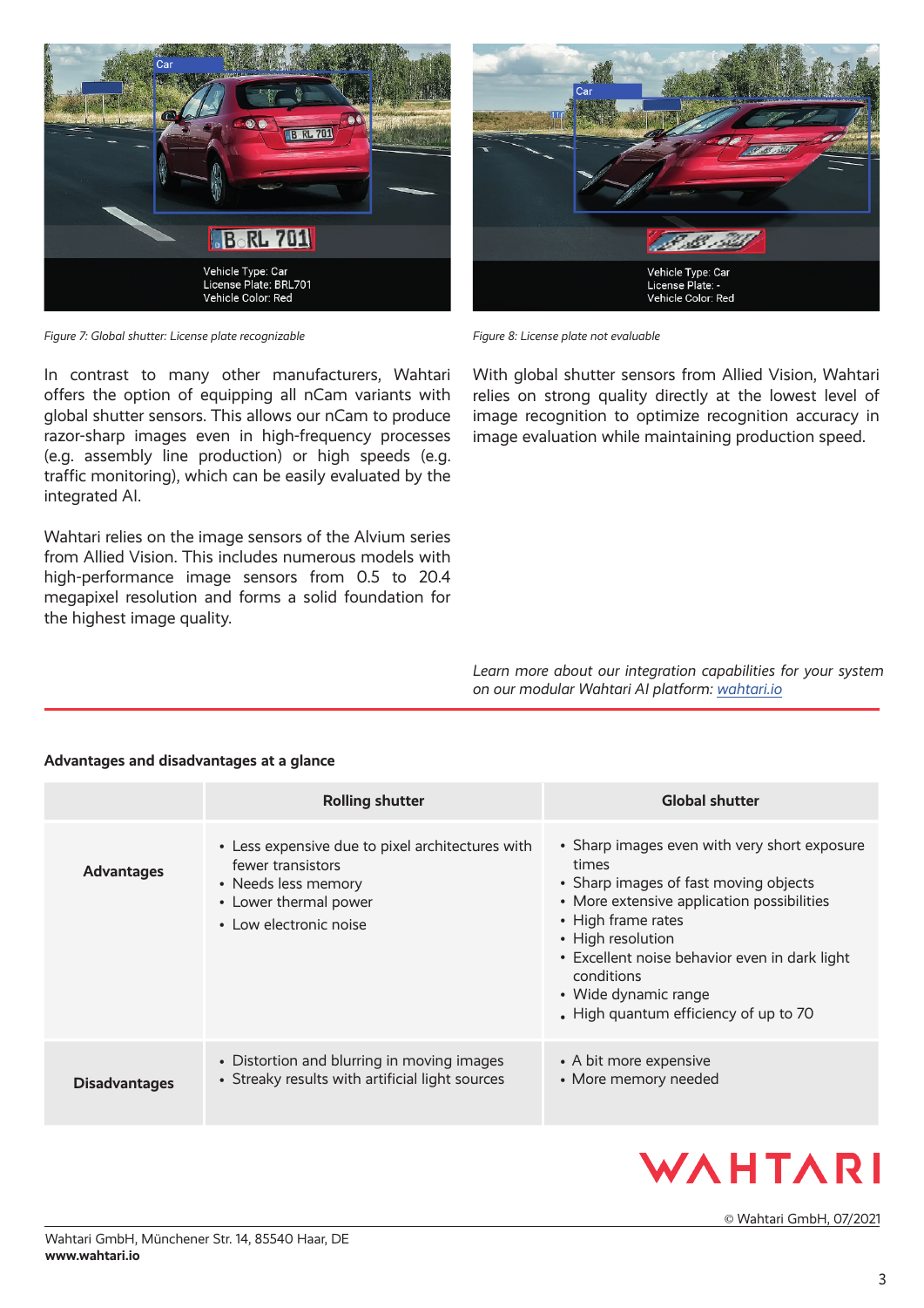*Figure 7: Global shutter: License plate recognizable*

*Figure 8: License plate not evaluable*

In contrast to many other manufacturers, Wahtari offers the option of equipping all nCam variants with global shutter sensors. This allows our nCam to produce razor-sharp images even in high-frequency processes (e.g. assembly line production) or high speeds (e.g. traffic monitoring), which can be easily evaluated by the integrated AI.

Wahtari relies on the image sensors of the Alvium series from Allied Vision. This includes numerous models with high-performance image sensors from 0.5 to 20.4 megapixel resolution and forms a solid foundation for the highest image quality.

With global shutter sensors from Allied Vision, Wahtari relies on strong quality directly at the lowest level of image recognition to optimize recognition accuracy in image evaluation while maintaining production speed.

*Learn more about our integration capabilities for your system on our modular Wahtari AI platform: [wahtari.io](wahtari.io)*

**Advantages and disadvantages at a glance**

| | Rolling shutter | Global shutter |
|---|---|---|
| **Advantages** | • Less expensive due to pixel architectures with fewer transistors<br>• Needs less memory<br>• Lower thermal power<br>• Low electronic noise | • Sharp images even with very short exposure times<br>• Sharp images of fast moving objects<br>• More extensive application possibilities<br>• High frame rates<br>• High resolution<br>• Excellent noise behavior even in dark light conditions<br>• Wide dynamic range<br>• High quantum efficiency of up to 70 |
| **Disadvantages** | • Distortion and blurring in moving images<br>• Streaky results with artificial light sources | • A bit more expensive<br>• More memory needed |

WAHTARI

© Wahtari GmbH, 07/2021

Wahtari GmbH, Münchener Str. 14, 85540 Haar, DE
**www.wahtari.io**